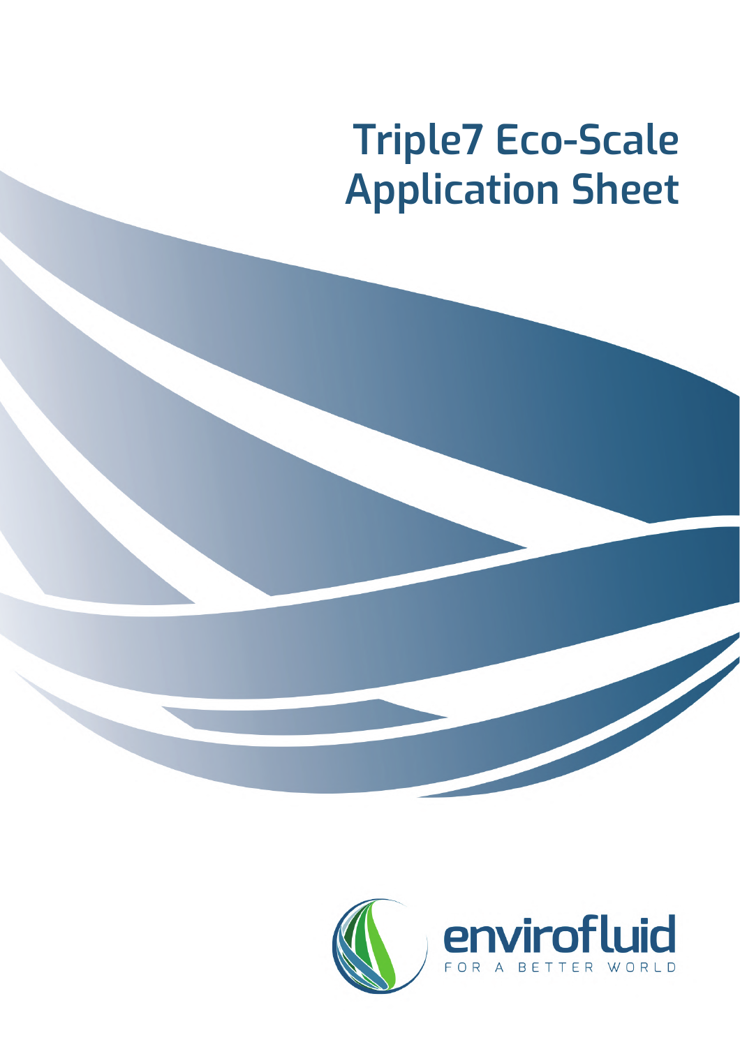# Triple7 Eco-Scale Application Sheet

envirofluid

FOR A BETTER WORLD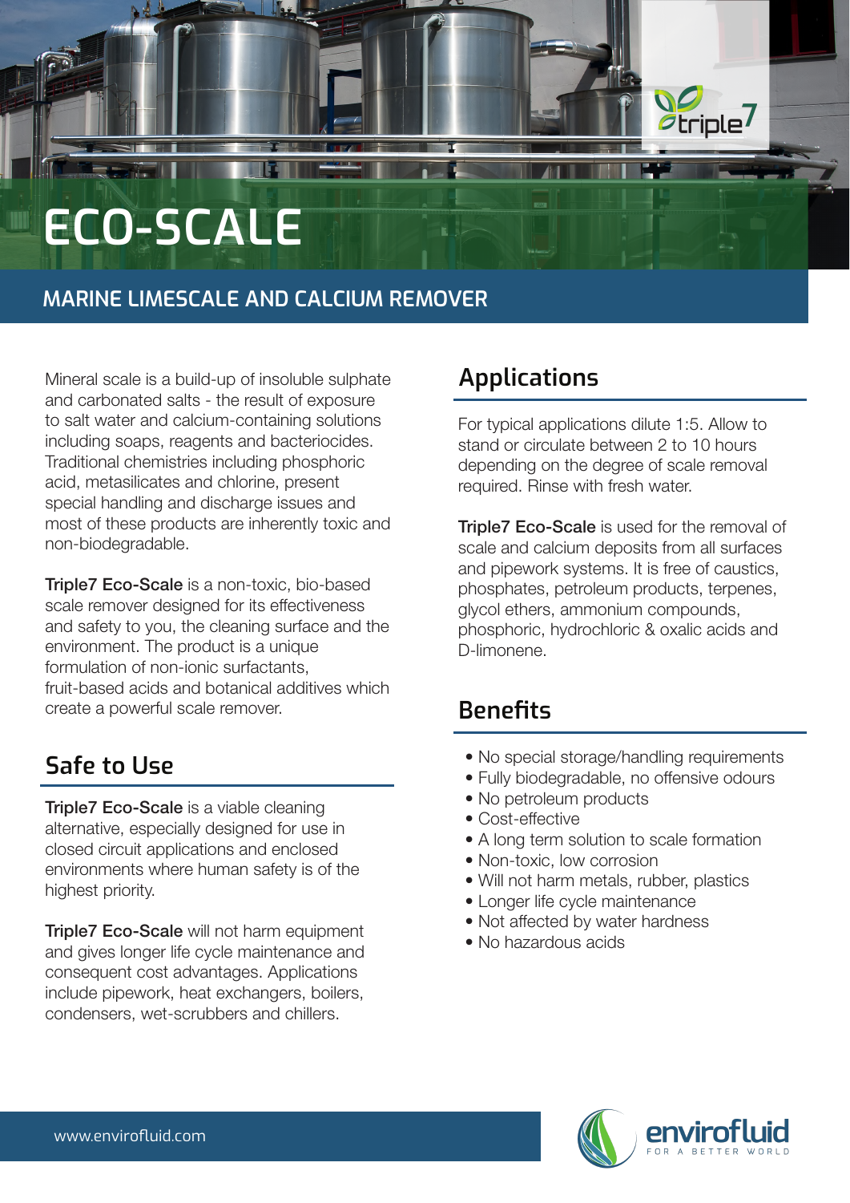# ECO-SCALE

## MARINE LIMESCALE AND CALCIUM REMOVER

Mineral scale is a build-up of insoluble sulphate and carbonated salts - the result of exposure to salt water and calcium-containing solutions including soaps, reagents and bacteriocides. Traditional chemistries including phosphoric acid, metasilicates and chlorine, present special handling and discharge issues and most of these products are inherently toxic and non-biodegradable.

**Triple7 Eco-Scale** is a non-toxic, bio-based scale remover designed for its effectiveness and safety to you, the cleaning surface and the environment. The product is a unique formulation of non-ionic surfactants, fruit-based acids and botanical additives which create a powerful scale remover.

## Safe to Use

**Triple7 Eco-Scale** is a viable cleaning alternative, especially designed for use in closed circuit applications and enclosed environments where human safety is of the highest priority.

**Triple7 Eco-Scale** will not harm equipment and gives longer life cycle maintenance and consequent cost advantages. Applications include pipework, heat exchangers, boilers, condensers, wet-scrubbers and chillers.

## Applications

For typical applications dilute 1:5. Allow to stand or circulate between 2 to 10 hours depending on the degree of scale removal required. Rinse with fresh water.

**Triple7 Eco-Scale** is used for the removal of scale and calcium deposits from all surfaces and pipework systems. It is free of caustics, phosphates, petroleum products, terpenes, glycol ethers, ammonium compounds, phosphoric, hydrochloric & oxalic acids and D-limonene.

## Benefits

- No special storage/handling requirements
- Fully biodegradable, no offensive odours
- No petroleum products
- Cost-effective
- A long term solution to scale formation
- Non-toxic, low corrosion
- Will not harm metals, rubber, plastics
- Longer life cycle maintenance
- Not affected by water hardness
- No hazardous acids

www.envirofluid.com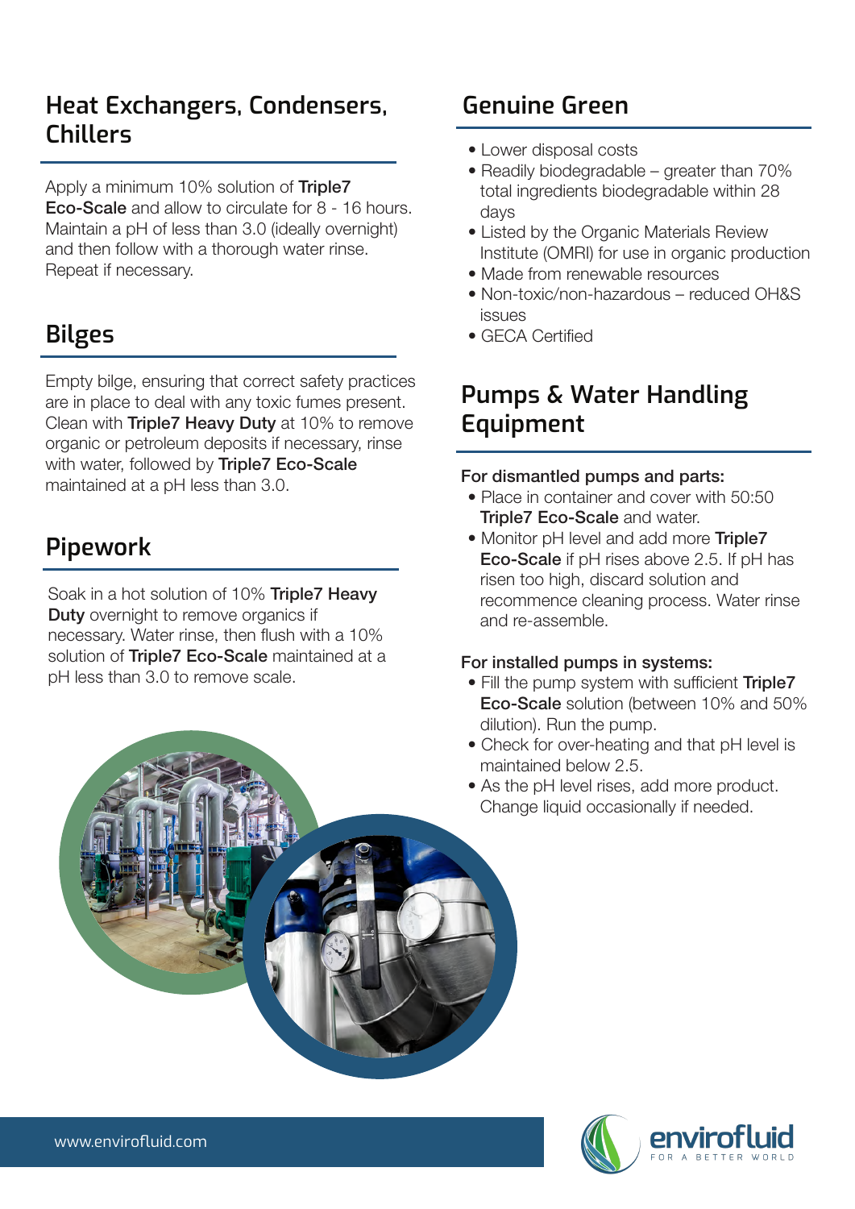## Heat Exchangers, Condensers, Chillers

Apply a minimum 10% solution of **Triple7 Eco-Scale** and allow to circulate for 8 - 16 hours. Maintain a pH of less than 3.0 (ideally overnight) and then follow with a thorough water rinse. Repeat if necessary.

## Bilges

Empty bilge, ensuring that correct safety practices are in place to deal with any toxic fumes present. Clean with **Triple7 Heavy Duty** at 10% to remove organic or petroleum deposits if necessary, rinse with water, followed by **Triple7 Eco-Scale** maintained at a pH less than 3.0.

## Pipework

Soak in a hot solution of 10% **Triple7 Heavy Duty** overnight to remove organics if necessary. Water rinse, then flush with a 10% solution of **Triple7 Eco-Scale** maintained at a pH less than 3.0 to remove scale.

## Genuine Green

- Lower disposal costs
- Readily biodegradable – greater than 70% total ingredients biodegradable within 28 days
- Listed by the Organic Materials Review Institute (OMRI) for use in organic production
- Made from renewable resources
- Non-toxic/non-hazardous – reduced OH&S issues
- GECA Certified

## Pumps & Water Handling Equipment

**For dismantled pumps and parts:**

- Place in container and cover with 50:50 **Triple7 Eco-Scale** and water.
- Monitor pH level and add more **Triple7 Eco-Scale** if pH rises above 2.5. If pH has risen too high, discard solution and recommence cleaning process. Water rinse and re-assemble.

**For installed pumps in systems:**

- Fill the pump system with sufficient **Triple7 Eco-Scale** solution (between 10% and 50% dilution). Run the pump.
- Check for over-heating and that pH level is maintained below 2.5.
- As the pH level rises, add more product. Change liquid occasionally if needed.

www.envirofluid.com

envirofluid FOR A BETTER WORLD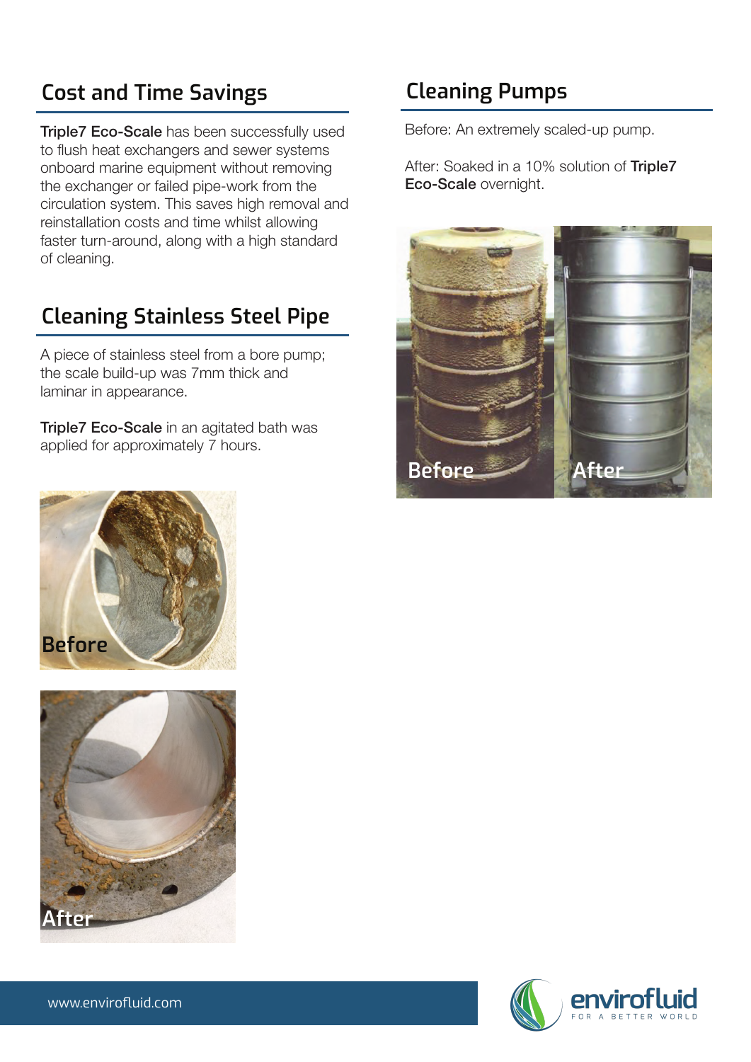## Cost and Time Savings

**Triple7 Eco-Scale** has been successfully used to flush heat exchangers and sewer systems onboard marine equipment without removing the exchanger or failed pipe-work from the circulation system. This saves high removal and reinstallation costs and time whilst allowing faster turn-around, along with a high standard of cleaning.

## Cleaning Stainless Steel Pipe

A piece of stainless steel from a bore pump; the scale build-up was 7mm thick and laminar in appearance.

**Triple7 Eco-Scale** in an agitated bath was applied for approximately 7 hours.

Before

After

## Cleaning Pumps

Before: An extremely scaled-up pump.

After: Soaked in a 10% solution of **Triple7 Eco-Scale** overnight.

Before

After